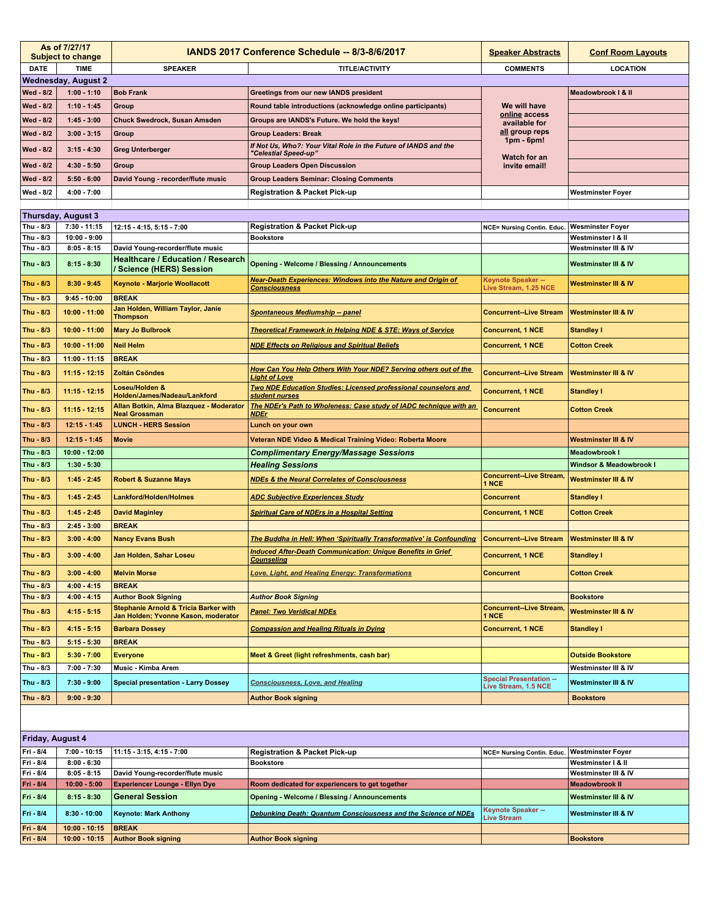| As of 7/27/17 Subject to change | IANDS 2017 Conference Schedule -- 8/3-8/6/2017 | | | Speaker Abstracts | Conf Room Layouts |
|---|---|---|---|---|---|
| DATE | TIME | SPEAKER | TITLE/ACTIVITY | COMMENTS | LOCATION |
| **Wednesday, August 2** | | | | | |
| Wed - 8/2 | 1:00 - 1:10 | Bob Frank | Greetings from our new IANDS president | We will have online access available for all group reps 1pm - 6pm! Watch for an invite email! | Meadowbrook I & II |
| Wed - 8/2 | 1:10 - 1:45 | Group | Round table introductions (acknowledge online participants) | | |
| Wed - 8/2 | 1:45 - 3:00 | Chuck Swedrock, Susan Amsden | Groups are IANDS's Future. We hold the keys! | | |
| Wed - 8/2 | 3:00 - 3:15 | Group | Group Leaders: Break | | |
| Wed - 8/2 | 3:15 - 4:30 | Greg Unterberger | *If Not Us, Who?: Your Vital Role in the Future of IANDS and the "Celestial Speed-up"* | | |
| Wed - 8/2 | 4:30 - 5:50 | Group | Group Leaders Open Discussion | | |
| Wed - 8/2 | 5:50 - 6:00 | David Young - recorder/flute music | Group Leaders Seminar: Closing Comments | | |
| Wed - 8/2 | 4:00 - 7:00 | | Registration & Packet Pick-up | | Westminster Foyer |
| **Thursday, August 3** | | | | | |
| Thu - 8/3 | 7:30 - 11:15 | 12:15 - 4:15, 5:15 - 7:00 | Registration & Packet Pick-up | NCE= Nursing Contin. Educ. | Wesminster Foyer |
| Thu - 8/3 | 10:00 - 9:00 | | Bookstore | | Westminster I & II |
| Thu - 8/3 | 8:05 - 8:15 | David Young-recorder/flute music | | | Westminster III & IV |
| Thu - 8/3 | 8:15 - 8:30 | Healthcare / Education / Research / Science (HERS) Session | Opening - Welcome / Blessing / Announcements | | Westminster III & IV |
| Thu - 8/3 | 8:30 - 9:45 | Keynote - Marjorie Woollacott | *Near-Death Experiences: Windows into the Nature and Origin of Consciousness* | Keynote Speaker -- Live Stream, 1.25 NCE | Westminster III & IV |
| Thu - 8/3 | 9:45 - 10:00 | BREAK | | | |
| Thu - 8/3 | 10:00 - 11:00 | Jan Holden, William Taylor, Janie Thompson | *Spontaneous Mediumship -- panel* | Concurrent--Live Stream | Westminster III & IV |
| Thu - 8/3 | 10:00 - 11:00 | Mary Jo Bulbrook | *Theoretical Framework in Helping NDE & STE: Ways of Service* | Concurrent, 1 NCE | Standley I |
| Thu - 8/3 | 10:00 - 11:00 | Neil Helm | *NDE Effects on Religious and Spiritual Beliefs* | Concurrent, 1 NCE | Cotton Creek |
| Thu - 8/3 | 11:00 - 11:15 | BREAK | | | |
| Thu - 8/3 | 11:15 - 12:15 | Zoltán Csöndes | *How Can You Help Others With Your NDE? Serving others out of the Light of Love* | Concurrent--Live Stream | Westminster III & IV |
| Thu - 8/3 | 11:15 - 12:15 | Loseu/Holden & Holden/James/Nadeau/Lankford | *Two NDE Education Studies: Licensed professional counselors and student nurses* | Concurrent, 1 NCE | Standley I |
| Thu - 8/3 | 11:15 - 12:15 | Allan Botkin, Alma Blazquez - Moderator Neal Grossman | *The NDEr's Path to Wholeness: Case study of IADC technique with an NDEr* | Concurrent | Cotton Creek |
| Thu - 8/3 | 12:15 - 1:45 | LUNCH - HERS Session | Lunch on your own | | |
| Thu - 8/3 | 12:15 - 1:45 | Movie | Veteran NDE Video & Medical Training Video: Roberta Moore | | Westminster III & IV |
| Thu - 8/3 | 10:00 - 12:00 | | *Complimentary Energy/Massage Sessions* | | Meadowbrook I |
| Thu - 8/3 | 1:30 - 5:30 | | *Healing Sessions* | | Windsor & Meadowbrook I |
| Thu - 8/3 | 1:45 - 2:45 | Robert & Suzanne Mays | *NDEs & the Neural Correlates of Consciousness* | Concurrent--Live Stream, 1 NCE | Westminster III & IV |
| Thu - 8/3 | 1:45 - 2:45 | Lankford/Holden/Holmes | *ADC Subjective Experiences Study* | Concurrent | Standley I |
| Thu - 8/3 | 1:45 - 2:45 | David Maginley | *Spiritual Care of NDErs in a Hospital Setting* | Concurrent, 1 NCE | Cotton Creek |
| Thu - 8/3 | 2:45 - 3:00 | BREAK | | | |
| Thu - 8/3 | 3:00 - 4:00 | Nancy Evans Bush | *The Buddha in Hell: When 'Spiritually Transformative' is Confounding* | Concurrent--Live Stream | Westminster III & IV |
| Thu - 8/3 | 3:00 - 4:00 | Jan Holden, Sahar Loseu | *Induced After-Death Communication: Unique Benefits in Grief Counseling* | Concurrent, 1 NCE | Standley I |
| Thu - 8/3 | 3:00 - 4:00 | Melvin Morse | *Love, Light, and Healing Energy: Transformations* | Concurrent | Cotton Creek |
| Thu - 8/3 | 4:00 - 4:15 | BREAK | | | |
| Thu - 8/3 | 4:00 - 4:15 | Author Book Signing | *Author Book Signing* | | Bookstore |
| Thu - 8/3 | 4:15 - 5:15 | Stephanie Arnold & Tricia Barker with Jan Holden; Yvonne Kason, moderator | *Panel: Two Veridical NDEs* | Concurrent--Live Stream, 1 NCE | Westminster III & IV |
| Thu - 8/3 | 4:15 - 5:15 | Barbara Dossey | *Compassion and Healing Rituals in Dying* | Concurrent, 1 NCE | Standley I |
| Thu - 8/3 | 5:15 - 5:30 | BREAK | | | |
| Thu - 8/3 | 5:30 - 7:00 | Everyone | Meet & Greet (light refreshments, cash bar) | | Outside Bookstore |
| Thu - 8/3 | 7:00 - 7:30 | Music - Kimba Arem | | | Westminster III & IV |
| Thu - 8/3 | 7:30 - 9:00 | Special presentation - Larry Dossey | *Consciousness, Love, and Healing* | Special Presentation -- Live Stream, 1.5 NCE | Westminster III & IV |
| Thu - 8/3 | 9:00 - 9:30 | | Author Book signing | | Bookstore |
| **Friday, August 4** | | | | | |
| Fri - 8/4 | 7:00 - 10:15 | 11:15 - 3:15, 4:15 - 7:00 | Registration & Packet Pick-up | NCE= Nursing Contin. Educ. | Westminster Foyer |
| Fri - 8/4 | 8:00 - 6:30 | | Bookstore | | Westminster I & II |
| Fri - 8/4 | 8:05 - 8:15 | David Young-recorder/flute music | | | Westminster III & IV |
| Fri - 8/4 | 10:00 - 5:00 | Experiencer Lounge - Ellyn Dye | Room dedicated for experiencers to get together | | Meadowbrook II |
| Fri - 8/4 | 8:15 - 8:30 | General Session | Opening - Welcome / Blessing / Announcements | | Westminster III & IV |
| Fri - 8/4 | 8:30 - 10:00 | Keynote: Mark Anthony | *Debunking Death: Quantum Consciousness and the Science of NDEs* | Keynote Speaker -- Live Stream | Westminster III & IV |
| Fri - 8/4 | 10:00 - 10:15 | BREAK | | | |
| Fri - 8/4 | 10:00 - 10:15 | Author Book signing | Author Book signing | | Bookstore |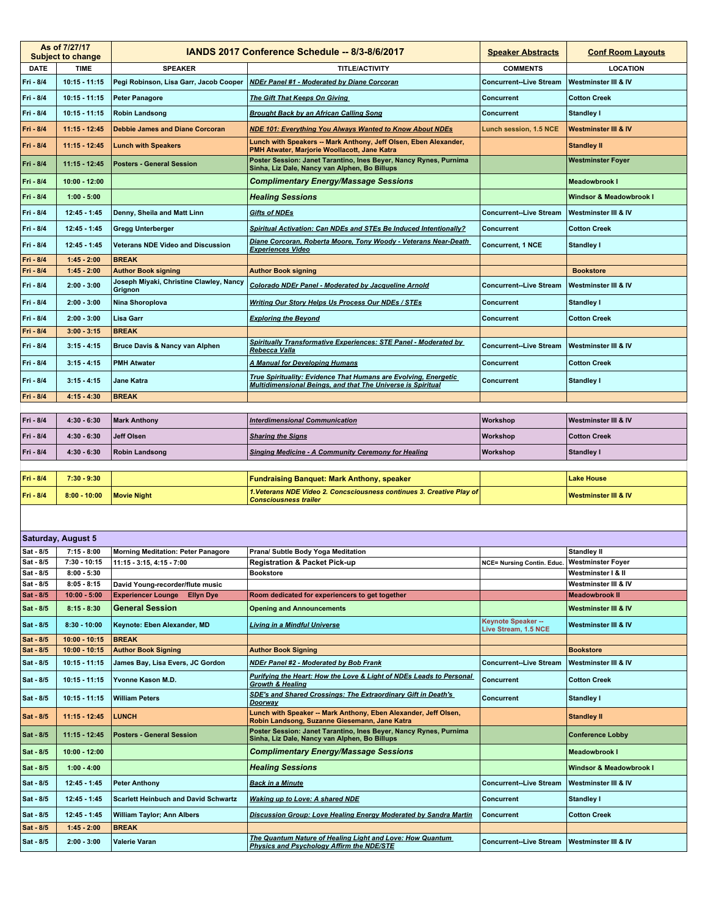| As of 7/27/17 Subject to change | | IANDS 2017 Conference Schedule -- 8/3-8/6/2017 | | Speaker Abstracts | Conf Room Layouts |
|---|---|---|---|---|---|
| DATE | TIME | SPEAKER | TITLE/ACTIVITY | COMMENTS | LOCATION |
| Fri - 8/4 | 10:15 - 11:15 | Pegi Robinson, Lisa Garr, Jacob Cooper | NDEr Panel #1 - Moderated by Diane Corcoran | Concurrent--Live Stream | Westminster III & IV |
| Fri - 8/4 | 10:15 - 11:15 | Peter Panagore | The Gift That Keeps On Giving | Concurrent | Cotton Creek |
| Fri - 8/4 | 10:15 - 11:15 | Robin Landsong | Brought Back by an African Calling Song | Concurrent | Standley I |
| Fri - 8/4 | 11:15 - 12:45 | Debbie James and Diane Corcoran | NDE 101: Everything You Always Wanted to Know About NDEs | Lunch session, 1.5 NCE | Westminster III & IV |
| Fri - 8/4 | 11:15 - 12:45 | Lunch with Speakers | Lunch with Speakers -- Mark Anthony, Jeff Olsen, Eben Alexander, PMH Atwater, Marjorie Woollacott, Jane Katra | | Standley II |
| Fri - 8/4 | 11:15 - 12:45 | Posters - General Session | Poster Session: Janet Tarantino, Ines Beyer, Nancy Rynes, Purnima Sinha, Liz Dale, Nancy van Alphen, Bo Billups | | Westminster Foyer |
| Fri - 8/4 | 10:00 - 12:00 | | Complimentary Energy/Massage Sessions | | Meadowbrook I |
| Fri - 8/4 | 1:00 - 5:00 | | Healing Sessions | | Windsor & Meadowbrook I |
| Fri - 8/4 | 12:45 - 1:45 | Denny, Sheila and Matt Linn | Gifts of NDEs | Concurrent--Live Stream | Westminster III & IV |
| Fri - 8/4 | 12:45 - 1:45 | Gregg Unterberger | Spiritual Activation: Can NDEs and STEs Be Induced Intentionally? | Concurrent | Cotton Creek |
| Fri - 8/4 | 12:45 - 1:45 | Veterans NDE Video and Discussion | Diane Corcoran, Roberta Moore, Tony Woody - Veterans Near-Death Experiences Video | Concurrent, 1 NCE | Standley I |
| Fri - 8/4 | 1:45 - 2:00 | BREAK | | | |
| Fri - 8/4 | 1:45 - 2:00 | Author Book signing | Author Book signing | | Bookstore |
| Fri - 8/4 | 2:00 - 3:00 | Joseph Miyaki, Christine Clawley, Nancy Grignon | Colorado NDEr Panel - Moderated by Jacqueline Arnold | Concurrent--Live Stream | Westminster III & IV |
| Fri - 8/4 | 2:00 - 3:00 | Nina Shoroplova | Writing Our Story Helps Us Process Our NDEs / STEs | Concurrent | Standley I |
| Fri - 8/4 | 2:00 - 3:00 | Lisa Garr | Exploring the Beyond | Concurrent | Cotton Creek |
| Fri - 8/4 | 3:00 - 3:15 | BREAK | | | |
| Fri - 8/4 | 3:15 - 4:15 | Bruce Davis & Nancy van Alphen | Spiritually Transformative Experiences: STE Panel - Moderated by Rebecca Valla | Concurrent--Live Stream | Westminster III & IV |
| Fri - 8/4 | 3:15 - 4:15 | PMH Atwater | A Manual for Developing Humans | Concurrent | Cotton Creek |
| Fri - 8/4 | 3:15 - 4:15 | Jane Katra | True Spirituality: Evidence That Humans are Evolving, Energetic Multidimensional Beings, and that The Universe is Spiritual | Concurrent | Standley I |
| Fri - 8/4 | 4:15 - 4:30 | BREAK | | | |
| Fri - 8/4 | 4:30 - 6:30 | Mark Anthony | Interdimensional Communication | Workshop | Westminster III & IV |
| Fri - 8/4 | 4:30 - 6:30 | Jeff Olsen | Sharing the Signs | Workshop | Cotton Creek |
| Fri - 8/4 | 4:30 - 6:30 | Robin Landsong | Singing Medicine - A Community Ceremony for Healing | Workshop | Standley I |
| Fri - 8/4 | 7:30 - 9:30 | | Fundraising Banquet: Mark Anthony, speaker | | Lake House |
| Fri - 8/4 | 8:00 - 10:00 | Movie Night | 1.Veterans NDE Video 2. Concsciousness continues 3. Creative Play of Consciousness trailer | | Westminster III & IV |
| **Saturday, August 5** | | | | | |
| Sat - 8/5 | 7:15 - 8:00 | Morning Meditation: Peter Panagore | Prana/ Subtle Body Yoga Meditation | | Standley II |
| Sat - 8/5 | 7:30 - 10:15 | 11:15 - 3:15, 4:15 - 7:00 | Registration & Packet Pick-up | NCE= Nursing Contin. Educ. | Westminster Foyer |
| Sat - 8/5 | 8:00 - 5:30 | | Bookstore | | Westminster I & II |
| Sat - 8/5 | 8:05 - 8:15 | David Young-recorder/flute music | | | Westminster III & IV |
| Sat - 8/5 | 10:00 - 5:00 | Experiencer Lounge Ellyn Dye | Room dedicated for experiencers to get together | | Meadowbrook II |
| Sat - 8/5 | 8:15 - 8:30 | General Session | Opening and Announcements | | Westminster III & IV |
| Sat - 8/5 | 8:30 - 10:00 | Keynote: Eben Alexander, MD | Living in a Mindful Universe | Keynote Speaker -- Live Stream, 1.5 NCE | Westminster III & IV |
| Sat - 8/5 | 10:00 - 10:15 | BREAK | | | |
| Sat - 8/5 | 10:00 - 10:15 | Author Book Signing | Author Book Signing | | Bookstore |
| Sat - 8/5 | 10:15 - 11:15 | James Bay, Lisa Evers, JC Gordon | NDEr Panel #2 - Moderated by Bob Frank | Concurrent--Live Stream | Westminster III & IV |
| Sat - 8/5 | 10:15 - 11:15 | Yvonne Kason M.D. | Purifying the Heart: How the Love & Light of NDEs Leads to Personal Growth & Healing | Concurrent | Cotton Creek |
| Sat - 8/5 | 10:15 - 11:15 | William Peters | SDE's and Shared Crossings: The Extraordinary Gift in Death's Doorway | Concurrent | Standley I |
| Sat - 8/5 | 11:15 - 12:45 | LUNCH | Lunch with Speaker -- Mark Anthony, Eben Alexander, Jeff Olsen, Robin Landsong, Suzanne Giesemann, Jane Katra | | Standley II |
| Sat - 8/5 | 11:15 - 12:45 | Posters - General Session | Poster Session: Janet Tarantino, Ines Beyer, Nancy Rynes, Purnima Sinha, Liz Dale, Nancy van Alphen, Bo Billups | | Conference Lobby |
| Sat - 8/5 | 10:00 - 12:00 | | Complimentary Energy/Massage Sessions | | Meadowbrook I |
| Sat - 8/5 | 1:00 - 4:00 | | Healing Sessions | | Windsor & Meadowbrook I |
| Sat - 8/5 | 12:45 - 1:45 | Peter Anthony | Back in a Minute | Concurrent--Live Stream | Westminster III & IV |
| Sat - 8/5 | 12:45 - 1:45 | Scarlett Heinbuch and David Schwartz | Waking up to Love: A shared NDE | Concurrent | Standley I |
| Sat - 8/5 | 12:45 - 1:45 | William Taylor; Ann Albers | Discussion Group: Love Healing Energy Moderated by Sandra Martin | Concurrent | Cotton Creek |
| Sat - 8/5 | 1:45 - 2:00 | BREAK | | | |
| Sat - 8/5 | 2:00 - 3:00 | Valerie Varan | The Quantum Nature of Healing Light and Love: How Quantum Physics and Psychology Affirm the NDE/STE | Concurrent--Live Stream | Westminster III & IV |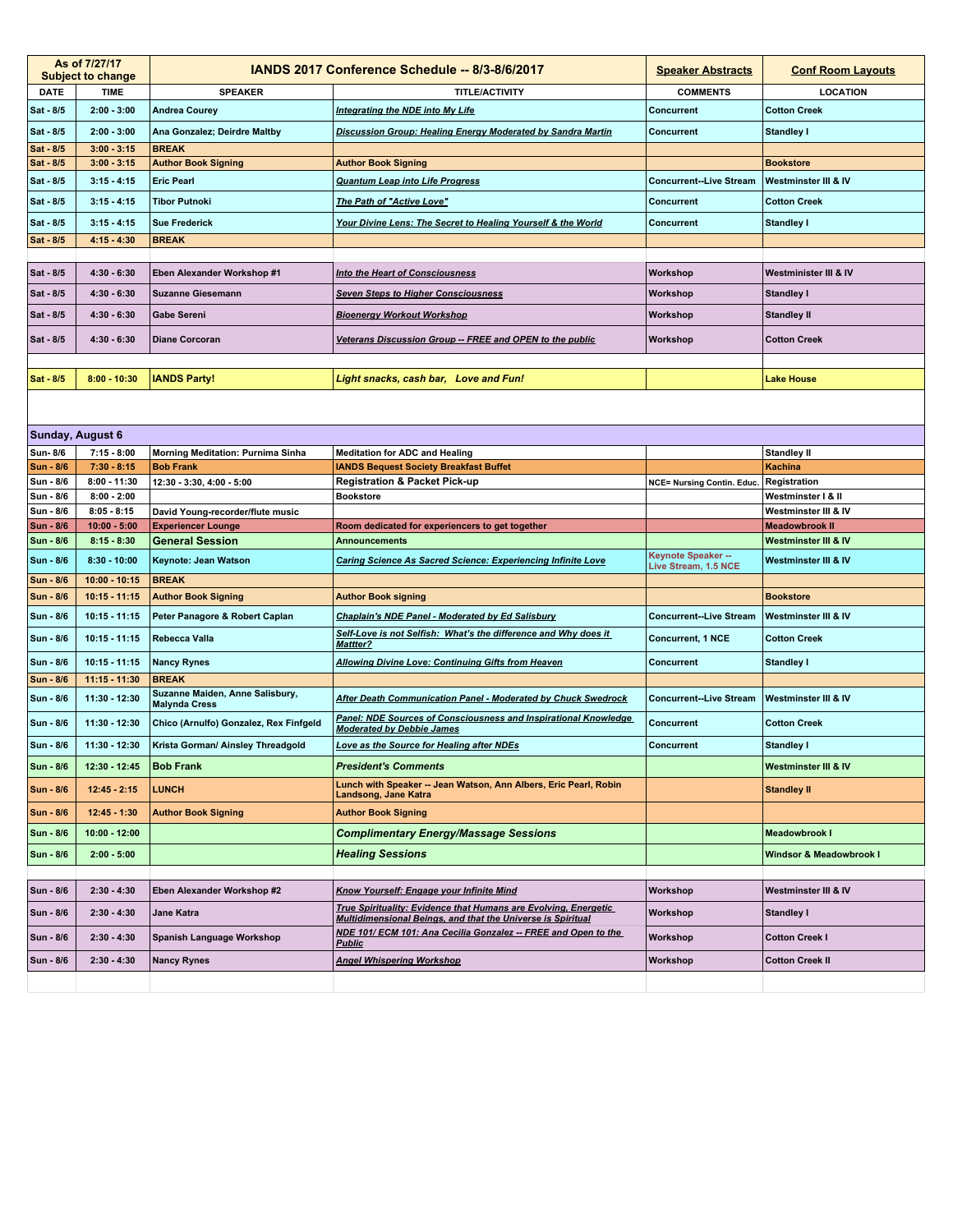| As of 7/27/17 Subject to change | | IANDS 2017 Conference Schedule -- 8/3-8/6/2017 | | Speaker Abstracts | Conf Room Layouts |
|---|---|---|---|---|---|
| DATE | TIME | SPEAKER | TITLE/ACTIVITY | COMMENTS | LOCATION |
| Sat - 8/5 | 2:00 - 3:00 | Andrea Courey | *Integrating the NDE into My Life* | Concurrent | Cotton Creek |
| Sat - 8/5 | 2:00 - 3:00 | Ana Gonzalez; Deirdre Maltby | *Discussion Group: Healing Energy Moderated by Sandra Martin* | Concurrent | Standley I |
| Sat - 8/5 | 3:00 - 3:15 | BREAK | | | |
| Sat - 8/5 | 3:00 - 3:15 | Author Book Signing | Author Book Signing | | Bookstore |
| Sat - 8/5 | 3:15 - 4:15 | Eric Pearl | *Quantum Leap into Life Progress* | Concurrent--Live Stream | Westminster III & IV |
| Sat - 8/5 | 3:15 - 4:15 | Tibor Putnoki | *The Path of "Active Love"* | Concurrent | Cotton Creek |
| Sat - 8/5 | 3:15 - 4:15 | Sue Frederick | *Your Divine Lens: The Secret to Healing Yourself & the World* | Concurrent | Standley I |
| Sat - 8/5 | 4:15 - 4:30 | BREAK | | | |
| | | | | | |
| Sat - 8/5 | 4:30 - 6:30 | Eben Alexander Workshop #1 | *Into the Heart of Consciousness* | Workshop | Westminister III & IV |
| Sat - 8/5 | 4:30 - 6:30 | Suzanne Giesemann | *Seven Steps to Higher Consciousness* | Workshop | Standley I |
| Sat - 8/5 | 4:30 - 6:30 | Gabe Sereni | *Bioenergy Workout Workshop* | Workshop | Standley II |
| Sat - 8/5 | 4:30 - 6:30 | Diane Corcoran | *Veterans Discussion Group -- FREE and OPEN to the public* | Workshop | Cotton Creek |
| | | | | | |
| Sat - 8/5 | 8:00 - 10:30 | IANDS Party! | *Light snacks, cash bar, Love and Fun!* | | Lake House |
| | | | | | |
| **Sunday, August 6** | | | | | |
| Sun- 8/6 | 7:15 - 8:00 | Morning Meditation: Purnima Sinha | Meditation for ADC and Healing | | Standley II |
| Sun - 8/6 | 7:30 - 8:15 | Bob Frank | IANDS Bequest Society Breakfast Buffet | | Kachina |
| Sun - 8/6 | 8:00 - 11:30 | 12:30 - 3:30, 4:00 - 5:00 | Registration & Packet Pick-up | NCE= Nursing Contin. Educ. | Registration |
| Sun - 8/6 | 8:00 - 2:00 | | Bookstore | | Westminster I & II |
| Sun - 8/6 | 8:05 - 8:15 | David Young-recorder/flute music | | | Westminster III & IV |
| Sun - 8/6 | 10:00 - 5:00 | Experiencer Lounge | Room dedicated for experiencers to get together | | Meadowbrook II |
| Sun - 8/6 | 8:15 - 8:30 | General Session | Announcements | | Westminster III & IV |
| Sun - 8/6 | 8:30 - 10:00 | Keynote: Jean Watson | *Caring Science As Sacred Science: Experiencing Infinite Love* | Keynote Speaker -- Live Stream, 1.5 NCE | Westminster III & IV |
| Sun - 8/6 | 10:00 - 10:15 | BREAK | | | |
| Sun - 8/6 | 10:15 - 11:15 | Author Book Signing | Author Book signing | | Bookstore |
| Sun - 8/6 | 10:15 - 11:15 | Peter Panagore & Robert Caplan | *Chaplain's NDE Panel - Moderated by Ed Salisbury* | Concurrent--Live Stream | Westminster III & IV |
| Sun - 8/6 | 10:15 - 11:15 | Rebecca Valla | *Self-Love is not Selfish: What's the difference and Why does it Mattter?* | Concurrent, 1 NCE | Cotton Creek |
| Sun - 8/6 | 10:15 - 11:15 | Nancy Rynes | *Allowing Divine Love: Continuing Gifts from Heaven* | Concurrent | Standley I |
| Sun - 8/6 | 11:15 - 11:30 | BREAK | | | |
| Sun - 8/6 | 11:30 - 12:30 | Suzanne Maiden, Anne Salisbury, Malynda Cress | *After Death Communication Panel - Moderated by Chuck Swedrock* | Concurrent--Live Stream | Westminster III & IV |
| Sun - 8/6 | 11:30 - 12:30 | Chico (Arnulfo) Gonzalez, Rex Finfgeld | *Panel: NDE Sources of Consciousness and Inspirational Knowledge Moderated by Debbie James* | Concurrent | Cotton Creek |
| Sun - 8/6 | 11:30 - 12:30 | Krista Gorman/ Ainsley Threadgold | *Love as the Source for Healing after NDEs* | Concurrent | Standley I |
| Sun - 8/6 | 12:30 - 12:45 | Bob Frank | *President's Comments* | | Westminster III & IV |
| Sun - 8/6 | 12:45 - 2:15 | LUNCH | Lunch with Speaker -- Jean Watson, Ann Albers, Eric Pearl, Robin Landsong, Jane Katra | | Standley II |
| Sun - 8/6 | 12:45 - 1:30 | Author Book Signing | Author Book Signing | | |
| Sun - 8/6 | 10:00 - 12:00 | | *Complimentary Energy/Massage Sessions* | | Meadowbrook I |
| Sun - 8/6 | 2:00 - 5:00 | | *Healing Sessions* | | Windsor & Meadowbrook I |
| | | | | | |
| Sun - 8/6 | 2:30 - 4:30 | Eben Alexander Workshop #2 | *Know Yourself: Engage your Infinite Mind* | Workshop | Westminster III & IV |
| Sun - 8/6 | 2:30 - 4:30 | Jane Katra | *True Spirituality: Evidence that Humans are Evolving, Energetic Multidimensional Beings, and that the Universe is Spiritual* | Workshop | Standley I |
| Sun - 8/6 | 2:30 - 4:30 | Spanish Language Workshop | *NDE 101/ ECM 101: Ana Cecilia Gonzalez -- FREE and Open to the Public* | Workshop | Cotton Creek I |
| Sun - 8/6 | 2:30 - 4:30 | Nancy Rynes | *Angel Whispering Workshop* | Workshop | Cotton Creek II |